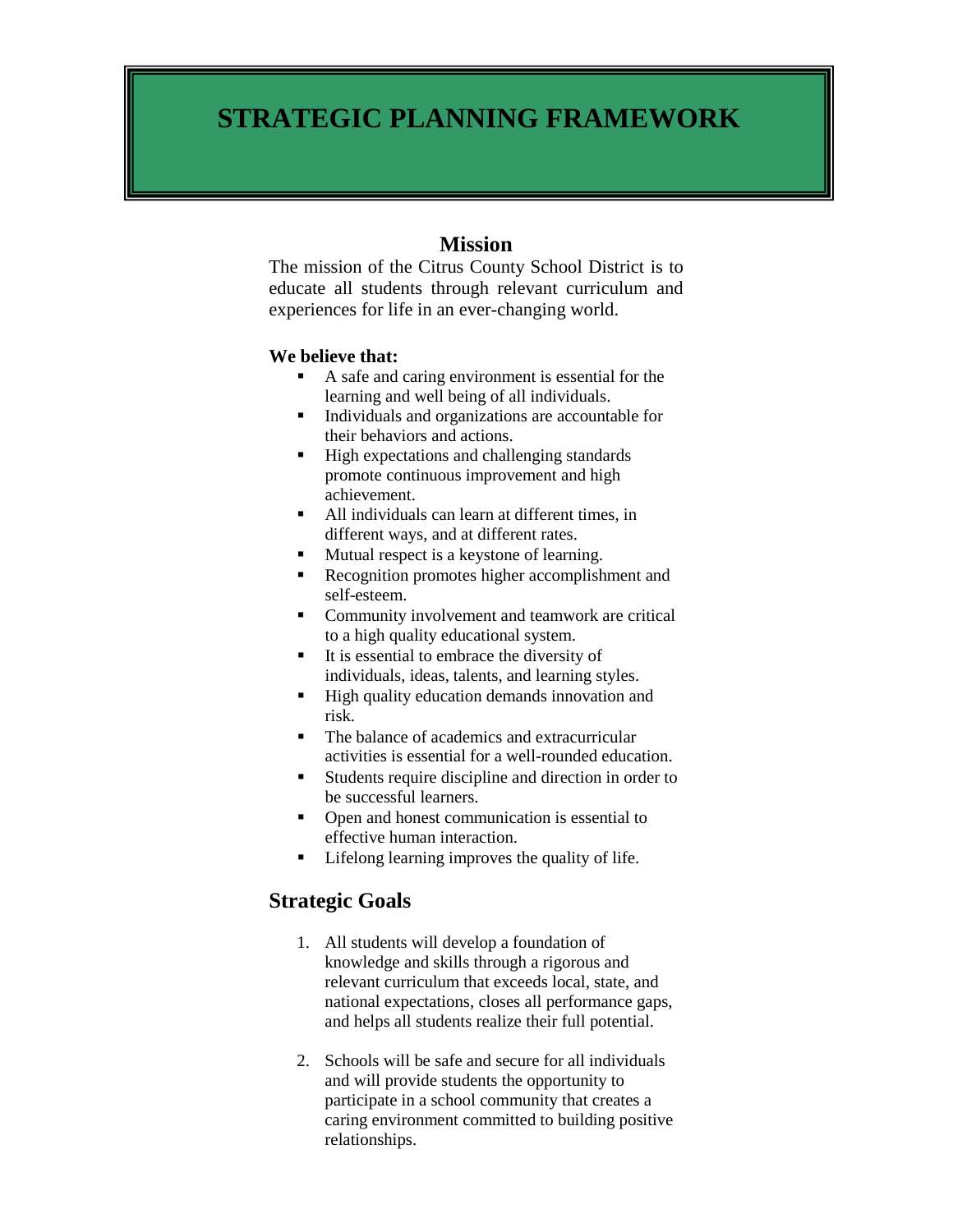# STRATEGIC PLANNING FRAMEWORK

## Mission

The mission of the Citrus County School District is to educate all students through relevant curriculum and experiences for life in an ever-changing world.

**We believe that:**

- A safe and caring environment is essential for the learning and well being of all individuals.
- Individuals and organizations are accountable for their behaviors and actions.
- High expectations and challenging standards promote continuous improvement and high achievement.
- All individuals can learn at different times, in different ways, and at different rates.
- Mutual respect is a keystone of learning.
- Recognition promotes higher accomplishment and self-esteem.
- Community involvement and teamwork are critical to a high quality educational system.
- It is essential to embrace the diversity of individuals, ideas, talents, and learning styles.
- High quality education demands innovation and risk.
- The balance of academics and extracurricular activities is essential for a well-rounded education.
- Students require discipline and direction in order to be successful learners.
- Open and honest communication is essential to effective human interaction.
- Lifelong learning improves the quality of life.

## Strategic Goals

1. All students will develop a foundation of knowledge and skills through a rigorous and relevant curriculum that exceeds local, state, and national expectations, closes all performance gaps, and helps all students realize their full potential.

2. Schools will be safe and secure for all individuals and will provide students the opportunity to participate in a school community that creates a caring environment committed to building positive relationships.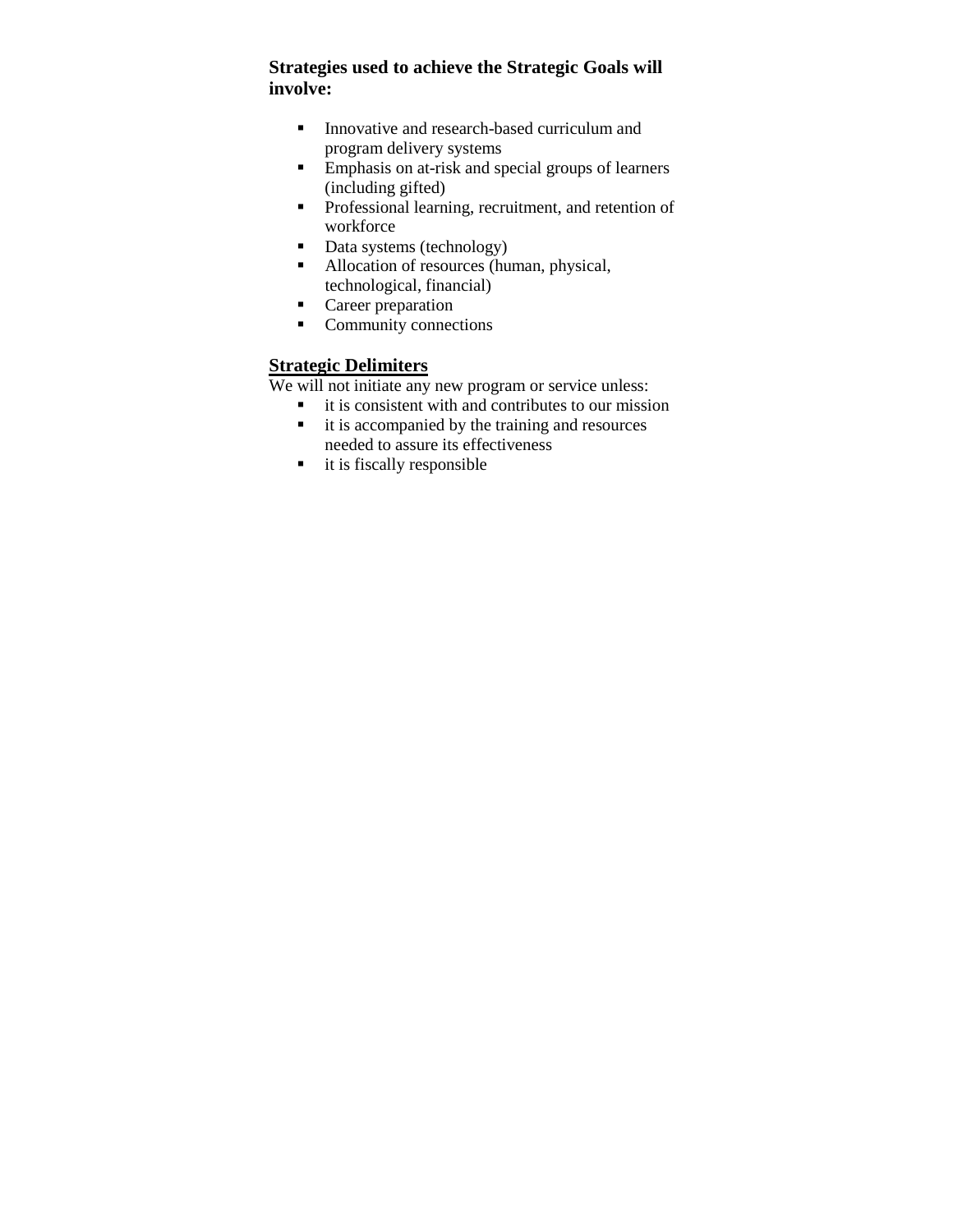**Strategies used to achieve the Strategic Goals will involve:**

- Innovative and research-based curriculum and program delivery systems
- Emphasis on at-risk and special groups of learners (including gifted)
- Professional learning, recruitment, and retention of workforce
- Data systems (technology)
- Allocation of resources (human, physical, technological, financial)
- Career preparation
- Community connections

## Strategic Delimiters

We will not initiate any new program or service unless:

- it is consistent with and contributes to our mission
- it is accompanied by the training and resources needed to assure its effectiveness
- it is fiscally responsible